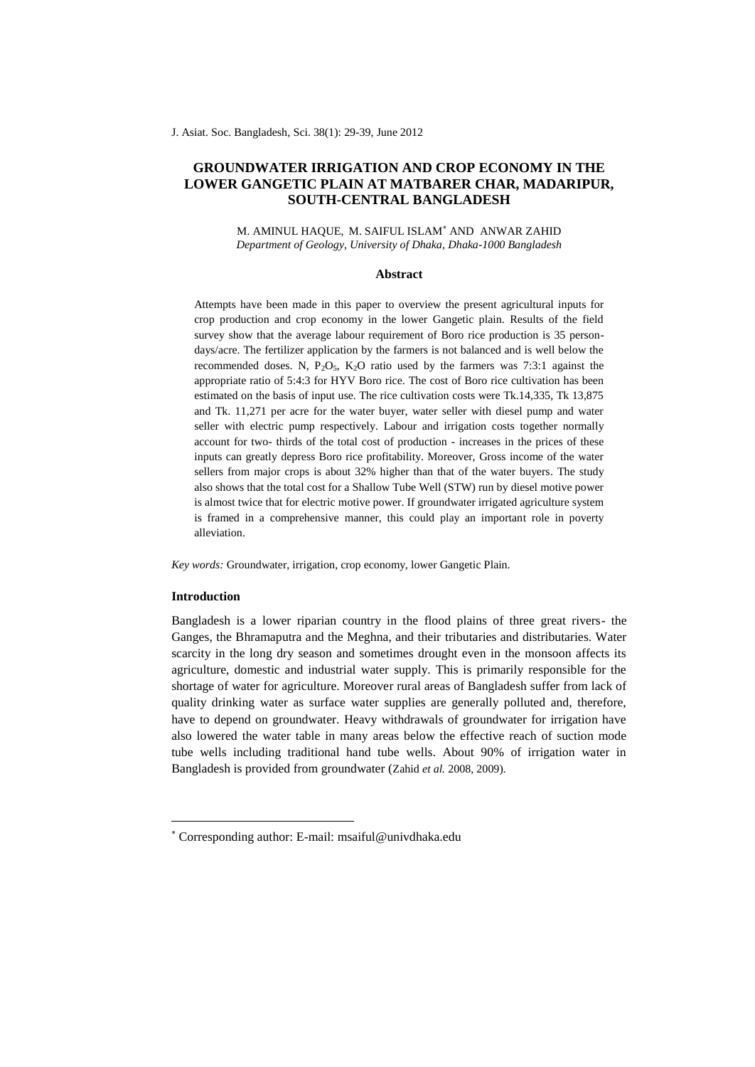# GROUNDWATER IRRIGATION AND CROP ECONOMY IN THE LOWER GANGETIC PLAIN AT MATBARER CHAR, MADARIPUR, SOUTH-CENTRAL BANGLADESH

M. AMINUL HAQUE, M. SAIFUL ISLAM* AND ANWAR ZAHID

*Department of Geology, University of Dhaka, Dhaka-1000 Bangladesh*

## Abstract

Attempts have been made in this paper to overview the present agricultural inputs for crop production and crop economy in the lower Gangetic plain. Results of the field survey show that the average labour requirement of Boro rice production is 35 person-days/acre. The fertilizer application by the farmers is not balanced and is well below the recommended doses. N, $P_2O_5$, $K_2O$ ratio used by the farmers was 7:3:1 against the appropriate ratio of 5:4:3 for HYV Boro rice. The cost of Boro rice cultivation has been estimated on the basis of input use. The rice cultivation costs were Tk.14,335, Tk 13,875 and Tk. 11,271 per acre for the water buyer, water seller with diesel pump and water seller with electric pump respectively. Labour and irrigation costs together normally account for two- thirds of the total cost of production - increases in the prices of these inputs can greatly depress Boro rice profitability. Moreover, Gross income of the water sellers from major crops is about 32% higher than that of the water buyers. The study also shows that the total cost for a Shallow Tube Well (STW) run by diesel motive power is almost twice that for electric motive power. If groundwater irrigated agriculture system is framed in a comprehensive manner, this could play an important role in poverty alleviation.

*Key words:* Groundwater, irrigation, crop economy, lower Gangetic Plain.

## Introduction

Bangladesh is a lower riparian country in the flood plains of three great rivers- the Ganges, the Bhramaputra and the Meghna, and their tributaries and distributaries. Water scarcity in the long dry season and sometimes drought even in the monsoon affects its agriculture, domestic and industrial water supply. This is primarily responsible for the shortage of water for agriculture. Moreover rural areas of Bangladesh suffer from lack of quality drinking water as surface water supplies are generally polluted and, therefore, have to depend on groundwater. Heavy withdrawals of groundwater for irrigation have also lowered the water table in many areas below the effective reach of suction mode tube wells including traditional hand tube wells. About 90% of irrigation water in Bangladesh is provided from groundwater (Zahid *et al.* 2008, 2009).

* Corresponding author: E-mail: msaiful@univdhaka.edu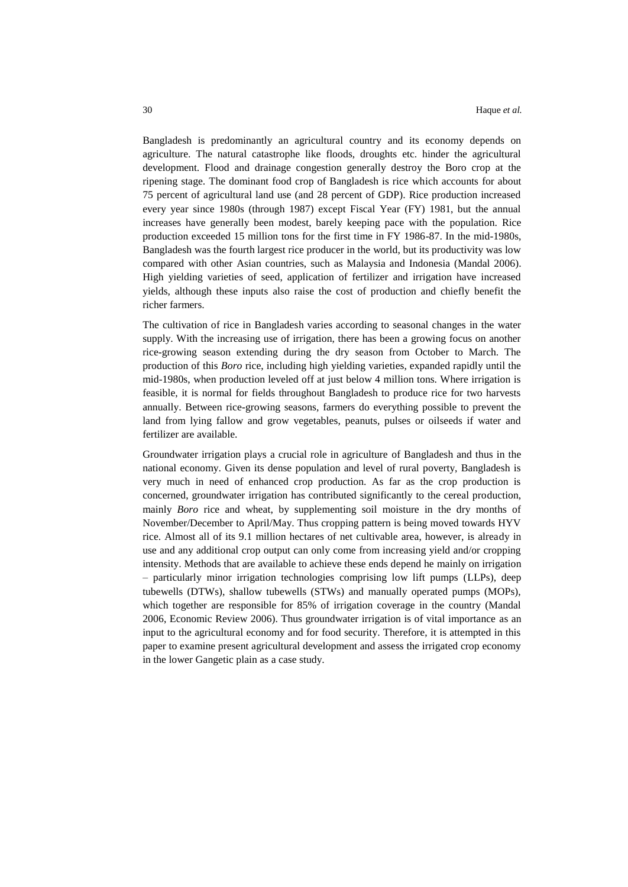Bangladesh is predominantly an agricultural country and its economy depends on agriculture. The natural catastrophe like floods, droughts etc. hinder the agricultural development. Flood and drainage congestion generally destroy the Boro crop at the ripening stage. The dominant food crop of Bangladesh is rice which accounts for about 75 percent of agricultural land use (and 28 percent of GDP). Rice production increased every year since 1980s (through 1987) except Fiscal Year (FY) 1981, but the annual increases have generally been modest, barely keeping pace with the population. Rice production exceeded 15 million tons for the first time in FY 1986-87. In the mid-1980s, Bangladesh was the fourth largest rice producer in the world, but its productivity was low compared with other Asian countries, such as Malaysia and Indonesia (Mandal 2006). High yielding varieties of seed, application of fertilizer and irrigation have increased yields, although these inputs also raise the cost of production and chiefly benefit the richer farmers.

The cultivation of rice in Bangladesh varies according to seasonal changes in the water supply. With the increasing use of irrigation, there has been a growing focus on another rice-growing season extending during the dry season from October to March. The production of this *Boro* rice, including high yielding varieties, expanded rapidly until the mid-1980s, when production leveled off at just below 4 million tons. Where irrigation is feasible, it is normal for fields throughout Bangladesh to produce rice for two harvests annually. Between rice-growing seasons, farmers do everything possible to prevent the land from lying fallow and grow vegetables, peanuts, pulses or oilseeds if water and fertilizer are available.

Groundwater irrigation plays a crucial role in agriculture of Bangladesh and thus in the national economy. Given its dense population and level of rural poverty, Bangladesh is very much in need of enhanced crop production. As far as the crop production is concerned, groundwater irrigation has contributed significantly to the cereal production, mainly *Boro* rice and wheat, by supplementing soil moisture in the dry months of November/December to April/May. Thus cropping pattern is being moved towards HYV rice. Almost all of its 9.1 million hectares of net cultivable area, however, is already in use and any additional crop output can only come from increasing yield and/or cropping intensity. Methods that are available to achieve these ends depend he mainly on irrigation – particularly minor irrigation technologies comprising low lift pumps (LLPs), deep tubewells (DTWs), shallow tubewells (STWs) and manually operated pumps (MOPs), which together are responsible for 85% of irrigation coverage in the country (Mandal 2006, Economic Review 2006). Thus groundwater irrigation is of vital importance as an input to the agricultural economy and for food security. Therefore, it is attempted in this paper to examine present agricultural development and assess the irrigated crop economy in the lower Gangetic plain as a case study.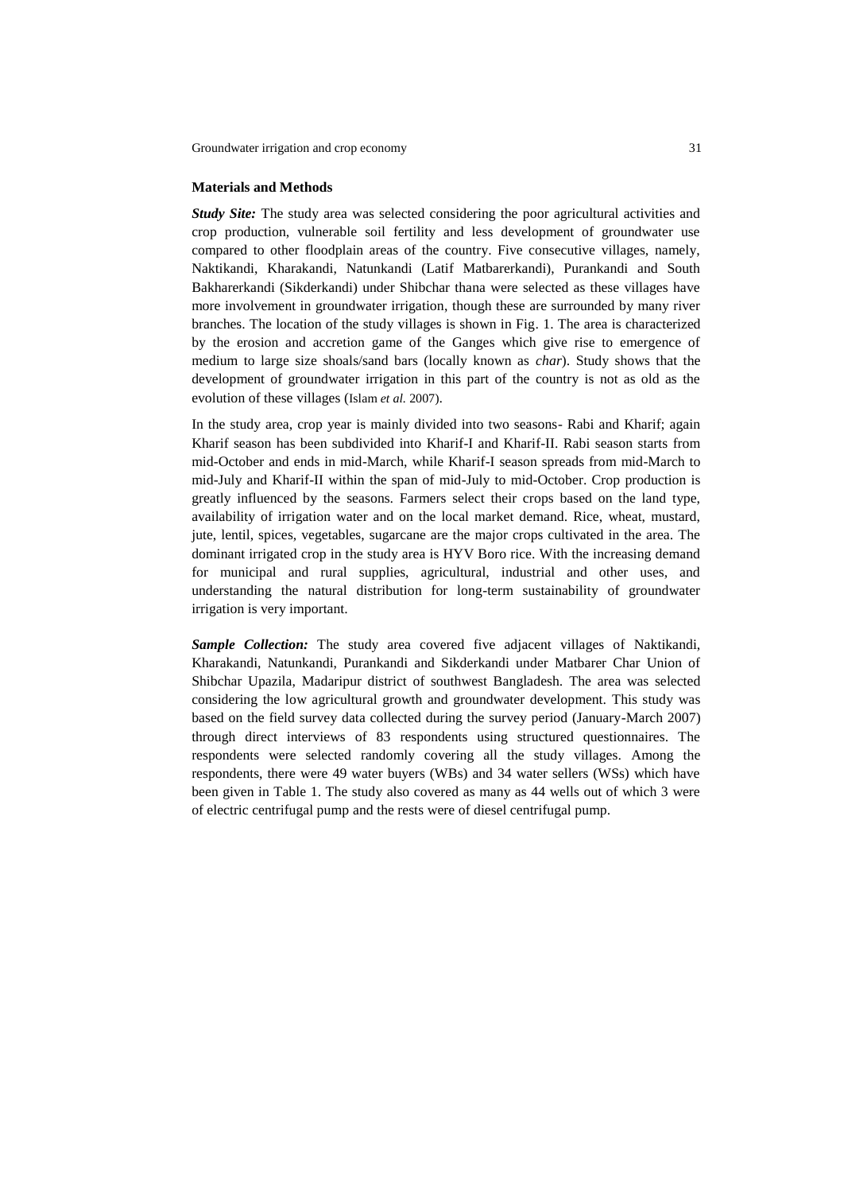## Materials and Methods

***Study Site:*** The study area was selected considering the poor agricultural activities and crop production, vulnerable soil fertility and less development of groundwater use compared to other floodplain areas of the country. Five consecutive villages, namely, Naktikandi, Kharakandi, Natunkandi (Latif Matbarerkandi), Purankandi and South Bakharerkandi (Sikderkandi) under Shibchar thana were selected as these villages have more involvement in groundwater irrigation, though these are surrounded by many river branches. The location of the study villages is shown in Fig. 1. The area is characterized by the erosion and accretion game of the Ganges which give rise to emergence of medium to large size shoals/sand bars (locally known as *char*). Study shows that the development of groundwater irrigation in this part of the country is not as old as the evolution of these villages (Islam *et al.* 2007).

In the study area, crop year is mainly divided into two seasons- Rabi and Kharif; again Kharif season has been subdivided into Kharif-I and Kharif-II. Rabi season starts from mid-October and ends in mid-March, while Kharif-I season spreads from mid-March to mid-July and Kharif-II within the span of mid-July to mid-October. Crop production is greatly influenced by the seasons. Farmers select their crops based on the land type, availability of irrigation water and on the local market demand. Rice, wheat, mustard, jute, lentil, spices, vegetables, sugarcane are the major crops cultivated in the area. The dominant irrigated crop in the study area is HYV Boro rice. With the increasing demand for municipal and rural supplies, agricultural, industrial and other uses, and understanding the natural distribution for long-term sustainability of groundwater irrigation is very important.

***Sample Collection:*** The study area covered five adjacent villages of Naktikandi, Kharakandi, Natunkandi, Purankandi and Sikderkandi under Matbarer Char Union of Shibchar Upazila, Madaripur district of southwest Bangladesh. The area was selected considering the low agricultural growth and groundwater development. This study was based on the field survey data collected during the survey period (January-March 2007) through direct interviews of 83 respondents using structured questionnaires. The respondents were selected randomly covering all the study villages. Among the respondents, there were 49 water buyers (WBs) and 34 water sellers (WSs) which have been given in Table 1. The study also covered as many as 44 wells out of which 3 were of electric centrifugal pump and the rests were of diesel centrifugal pump.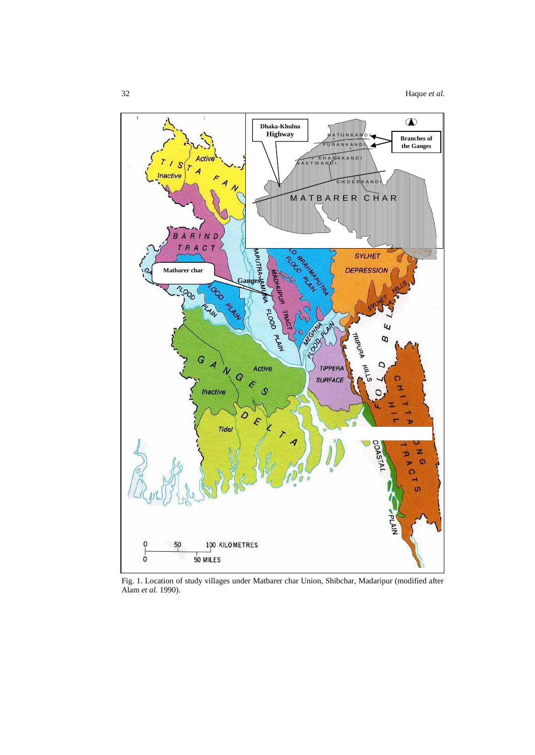Fig. 1. Location of study villages under Matbarer char Union, Shibchar, Madaripur (modified after Alam *et al.* 1990).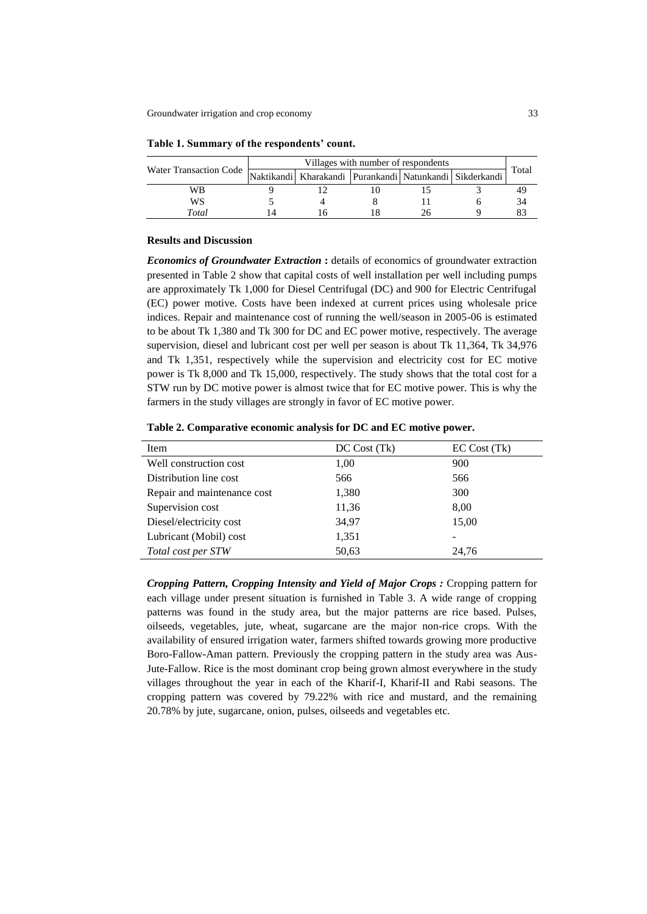**Table 1. Summary of the respondents' count.**

| Water Transaction Code | Villages with number of respondents | | | | | Total |
|---|---|---|---|---|---|---|
| | Naktikandi | Kharakandi | Purankandi | Natunkandi | Sikderkandi | |
| WB | 9 | 12 | 10 | 15 | 3 | 49 |
| WS | 5 | 4 | 8 | 11 | 6 | 34 |
| *Total* | 14 | 16 | 18 | 26 | 9 | 83 |

#### Results and Discussion

***Economics of Groundwater Extraction*** **:** details of economics of groundwater extraction presented in Table 2 show that capital costs of well installation per well including pumps are approximately Tk 1,000 for Diesel Centrifugal (DC) and 900 for Electric Centrifugal (EC) power motive. Costs have been indexed at current prices using wholesale price indices. Repair and maintenance cost of running the well/season in 2005-06 is estimated to be about Tk 1,380 and Tk 300 for DC and EC power motive, respectively. The average supervision, diesel and lubricant cost per well per season is about Tk 11,364, Tk 34,976 and Tk 1,351, respectively while the supervision and electricity cost for EC motive power is Tk 8,000 and Tk 15,000, respectively. The study shows that the total cost for a STW run by DC motive power is almost twice that for EC motive power. This is why the farmers in the study villages are strongly in favor of EC motive power.

**Table 2. Comparative economic analysis for DC and EC motive power.**

| Item | DC Cost (Tk) | EC Cost (Tk) |
|---|---|---|
| Well construction cost | 1,00 | 900 |
| Distribution line cost | 566 | 566 |
| Repair and maintenance cost | 1,380 | 300 |
| Supervision cost | 11,36 | 8,00 |
| Diesel/electricity cost | 34,97 | 15,00 |
| Lubricant (Mobil) cost | 1,351 | - |
| *Total cost per STW* | 50,63 | 24,76 |

***Cropping Pattern, Cropping Intensity and Yield of Major Crops :*** Cropping pattern for each village under present situation is furnished in Table 3. A wide range of cropping patterns was found in the study area, but the major patterns are rice based. Pulses, oilseeds, vegetables, jute, wheat, sugarcane are the major non-rice crops. With the availability of ensured irrigation water, farmers shifted towards growing more productive Boro-Fallow-Aman pattern. Previously the cropping pattern in the study area was Aus-Jute-Fallow. Rice is the most dominant crop being grown almost everywhere in the study villages throughout the year in each of the Kharif-I, Kharif-II and Rabi seasons. The cropping pattern was covered by 79.22% with rice and mustard, and the remaining 20.78% by jute, sugarcane, onion, pulses, oilseeds and vegetables etc.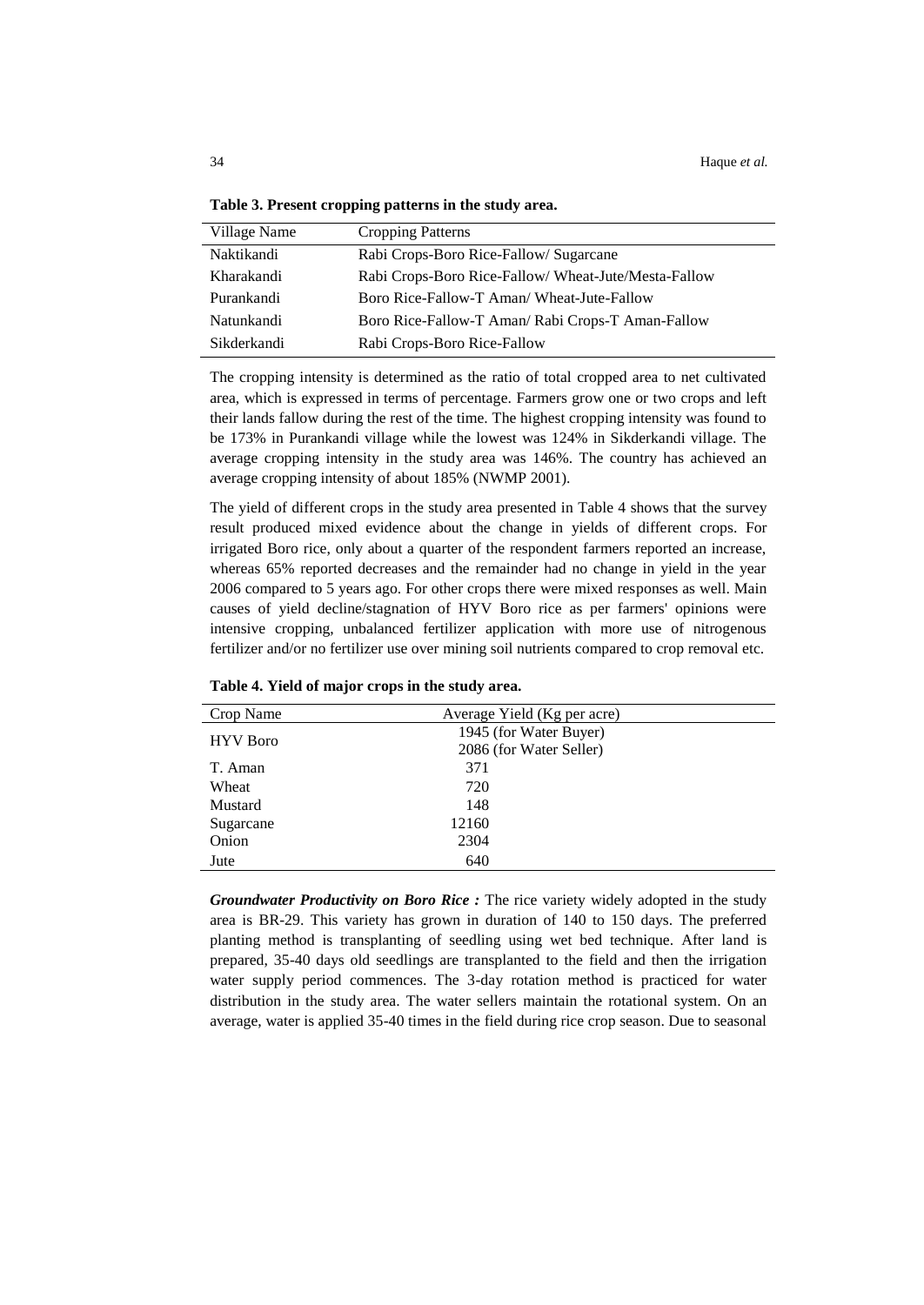**Table 3. Present cropping patterns in the study area.**

| Village Name | Cropping Patterns |
|---|---|
| Naktikandi | Rabi Crops-Boro Rice-Fallow/ Sugarcane |
| Kharakandi | Rabi Crops-Boro Rice-Fallow/ Wheat-Jute/Mesta-Fallow |
| Purankandi | Boro Rice-Fallow-T Aman/ Wheat-Jute-Fallow |
| Natunkandi | Boro Rice-Fallow-T Aman/ Rabi Crops-T Aman-Fallow |
| Sikderkandi | Rabi Crops-Boro Rice-Fallow |

The cropping intensity is determined as the ratio of total cropped area to net cultivated area, which is expressed in terms of percentage. Farmers grow one or two crops and left their lands fallow during the rest of the time. The highest cropping intensity was found to be 173% in Purankandi village while the lowest was 124% in Sikderkandi village. The average cropping intensity in the study area was 146%. The country has achieved an average cropping intensity of about 185% (NWMP 2001).

The yield of different crops in the study area presented in Table 4 shows that the survey result produced mixed evidence about the change in yields of different crops. For irrigated Boro rice, only about a quarter of the respondent farmers reported an increase, whereas 65% reported decreases and the remainder had no change in yield in the year 2006 compared to 5 years ago. For other crops there were mixed responses as well. Main causes of yield decline/stagnation of HYV Boro rice as per farmers' opinions were intensive cropping, unbalanced fertilizer application with more use of nitrogenous fertilizer and/or no fertilizer use over mining soil nutrients compared to crop removal etc.

**Table 4. Yield of major crops in the study area.**

| Crop Name | Average Yield (Kg per acre) |
|---|---|
| HYV Boro | 1945 (for Water Buyer)<br>2086 (for Water Seller) |
| T. Aman | 371 |
| Wheat | 720 |
| Mustard | 148 |
| Sugarcane | 12160 |
| Onion | 2304 |
| Jute | 640 |

***Groundwater Productivity on Boro Rice :*** The rice variety widely adopted in the study area is BR-29. This variety has grown in duration of 140 to 150 days. The preferred planting method is transplanting of seedling using wet bed technique. After land is prepared, 35-40 days old seedlings are transplanted to the field and then the irrigation water supply period commences. The 3-day rotation method is practiced for water distribution in the study area. The water sellers maintain the rotational system. On an average, water is applied 35-40 times in the field during rice crop season. Due to seasonal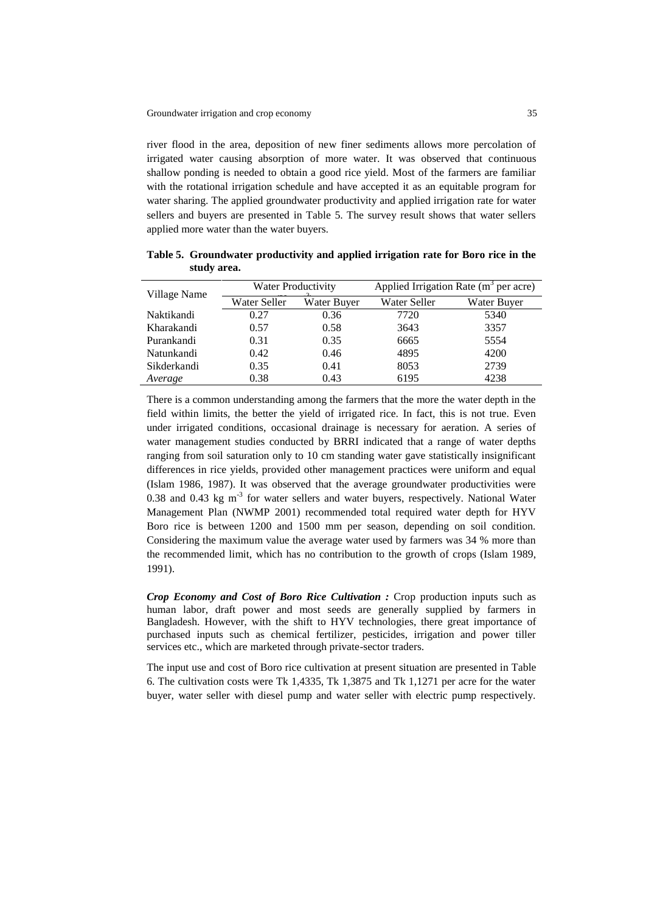river flood in the area, deposition of new finer sediments allows more percolation of irrigated water causing absorption of more water. It was observed that continuous shallow ponding is needed to obtain a good rice yield. Most of the farmers are familiar with the rotational irrigation schedule and have accepted it as an equitable program for water sharing. The applied groundwater productivity and applied irrigation rate for water sellers and buyers are presented in Table 5. The survey result shows that water sellers applied more water than the water buyers.

**Table 5. Groundwater productivity and applied irrigation rate for Boro rice in the study area.**

| Village Name | Water Productivity | | Applied Irrigation Rate ($m^3$ per acre) | |
|---|---|---|---|---|
| | Water Seller | Water Buyer | Water Seller | Water Buyer |
| Naktikandi | 0.27 | 0.36 | 7720 | 5340 |
| Kharakandi | 0.57 | 0.58 | 3643 | 3357 |
| Purankandi | 0.31 | 0.35 | 6665 | 5554 |
| Natunkandi | 0.42 | 0.46 | 4895 | 4200 |
| Sikderkandi | 0.35 | 0.41 | 8053 | 2739 |
| *Average* | 0.38 | 0.43 | 6195 | 4238 |

There is a common understanding among the farmers that the more the water depth in the field within limits, the better the yield of irrigated rice. In fact, this is not true. Even under irrigated conditions, occasional drainage is necessary for aeration. A series of water management studies conducted by BRRI indicated that a range of water depths ranging from soil saturation only to 10 cm standing water gave statistically insignificant differences in rice yields, provided other management practices were uniform and equal (Islam 1986, 1987). It was observed that the average groundwater productivities were 0.38 and 0.43 kg $m^{-3}$ for water sellers and water buyers, respectively. National Water Management Plan (NWMP 2001) recommended total required water depth for HYV Boro rice is between 1200 and 1500 mm per season, depending on soil condition. Considering the maximum value the average water used by farmers was 34 % more than the recommended limit, which has no contribution to the growth of crops (Islam 1989, 1991).

***Crop Economy and Cost of Boro Rice Cultivation :*** Crop production inputs such as human labor, draft power and most seeds are generally supplied by farmers in Bangladesh. However, with the shift to HYV technologies, there great importance of purchased inputs such as chemical fertilizer, pesticides, irrigation and power tiller services etc., which are marketed through private-sector traders.

The input use and cost of Boro rice cultivation at present situation are presented in Table 6. The cultivation costs were Tk 1,4335, Tk 1,3875 and Tk 1,1271 per acre for the water buyer, water seller with diesel pump and water seller with electric pump respectively.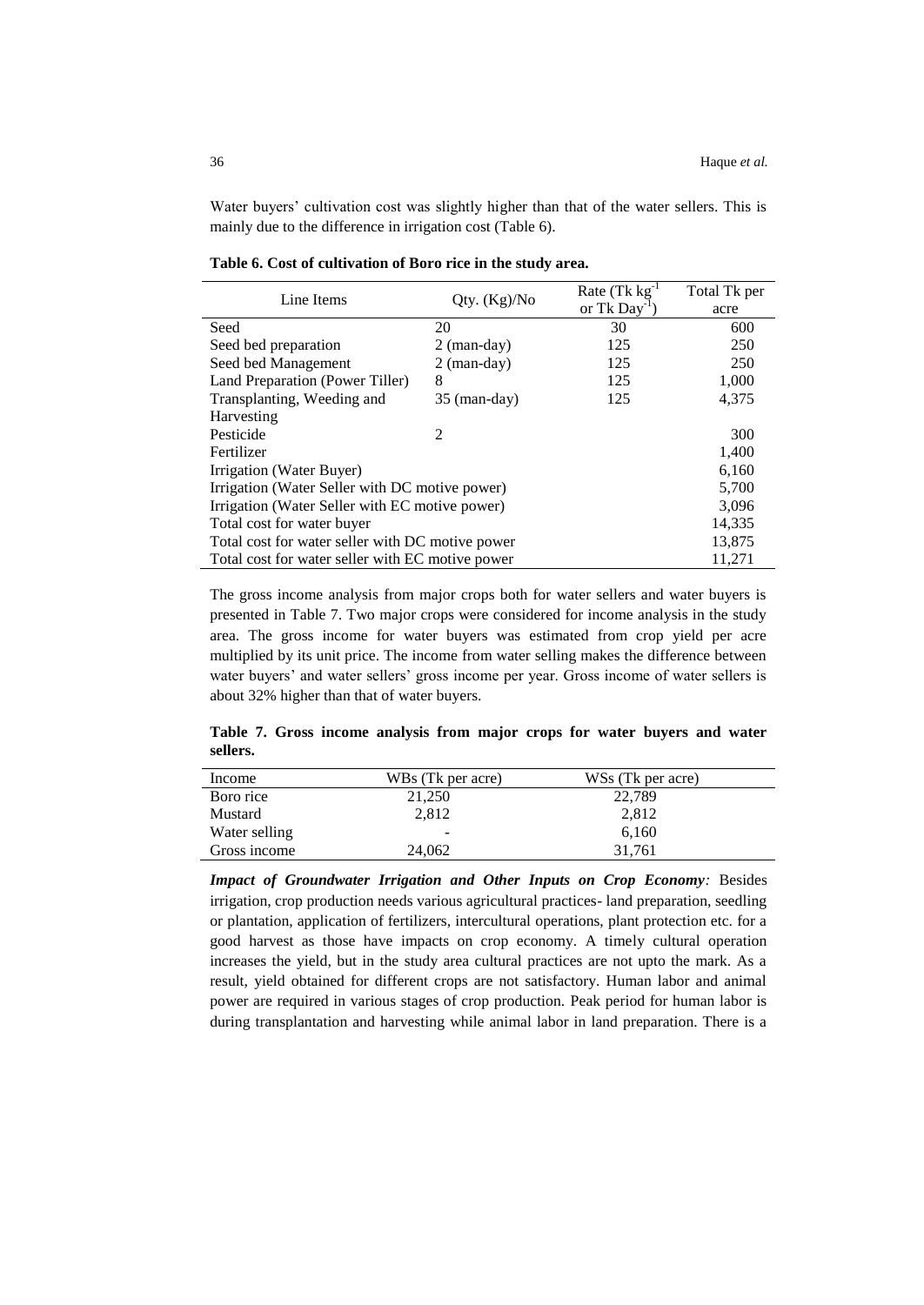Water buyers' cultivation cost was slightly higher than that of the water sellers. This is mainly due to the difference in irrigation cost (Table 6).

**Table 6. Cost of cultivation of Boro rice in the study area.**

| Line Items | Qty. (Kg)/No | Rate (Tk $kg^{-1}$ or Tk $Day^{-1}$) | Total Tk per acre |
|---|---|---|---|
| Seed | 20 | 30 | 600 |
| Seed bed preparation | 2 (man-day) | 125 | 250 |
| Seed bed Management | 2 (man-day) | 125 | 250 |
| Land Preparation (Power Tiller) | 8 | 125 | 1,000 |
| Transplanting, Weeding and Harvesting | 35 (man-day) | 125 | 4,375 |
| Pesticide | 2 | | 300 |
| Fertilizer | | | 1,400 |
| Irrigation (Water Buyer) | | | 6,160 |
| Irrigation (Water Seller with DC motive power) | | | 5,700 |
| Irrigation (Water Seller with EC motive power) | | | 3,096 |
| Total cost for water buyer | | | 14,335 |
| Total cost for water seller with DC motive power | | | 13,875 |
| Total cost for water seller with EC motive power | | | 11,271 |

The gross income analysis from major crops both for water sellers and water buyers is presented in Table 7. Two major crops were considered for income analysis in the study area. The gross income for water buyers was estimated from crop yield per acre multiplied by its unit price. The income from water selling makes the difference between water buyers' and water sellers' gross income per year. Gross income of water sellers is about 32% higher than that of water buyers.

**Table 7. Gross income analysis from major crops for water buyers and water sellers.**

| Income | WBs (Tk per acre) | WSs (Tk per acre) |
|---|---|---|
| Boro rice | 21,250 | 22,789 |
| Mustard | 2,812 | 2,812 |
| Water selling | - | 6,160 |
| Gross income | 24,062 | 31,761 |

***Impact of Groundwater Irrigation and Other Inputs on Crop Economy:*** Besides irrigation, crop production needs various agricultural practices- land preparation, seedling or plantation, application of fertilizers, intercultural operations, plant protection etc. for a good harvest as those have impacts on crop economy. A timely cultural operation increases the yield, but in the study area cultural practices are not upto the mark. As a result, yield obtained for different crops are not satisfactory. Human labor and animal power are required in various stages of crop production. Peak period for human labor is during transplantation and harvesting while animal labor in land preparation. There is a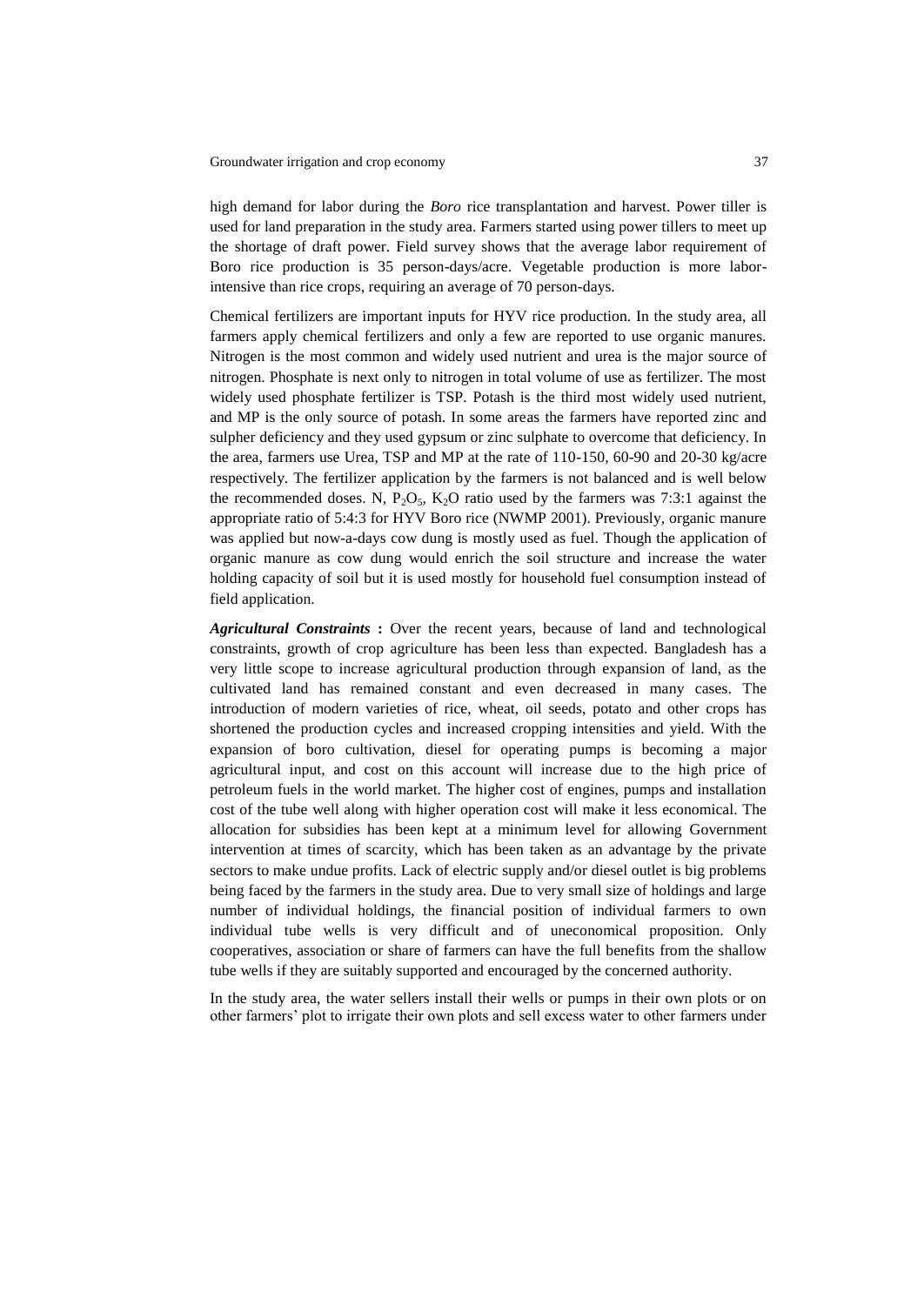high demand for labor during the *Boro* rice transplantation and harvest. Power tiller is used for land preparation in the study area. Farmers started using power tillers to meet up the shortage of draft power. Field survey shows that the average labor requirement of Boro rice production is 35 person-days/acre. Vegetable production is more labor-intensive than rice crops, requiring an average of 70 person-days.

Chemical fertilizers are important inputs for HYV rice production. In the study area, all farmers apply chemical fertilizers and only a few are reported to use organic manures. Nitrogen is the most common and widely used nutrient and urea is the major source of nitrogen. Phosphate is next only to nitrogen in total volume of use as fertilizer. The most widely used phosphate fertilizer is TSP. Potash is the third most widely used nutrient, and MP is the only source of potash. In some areas the farmers have reported zinc and sulpher deficiency and they used gypsum or zinc sulphate to overcome that deficiency. In the area, farmers use Urea, TSP and MP at the rate of 110-150, 60-90 and 20-30 kg/acre respectively. The fertilizer application by the farmers is not balanced and is well below the recommended doses. N, $P_2O_5$, $K_2O$ ratio used by the farmers was 7:3:1 against the appropriate ratio of 5:4:3 for HYV Boro rice (NWMP 2001). Previously, organic manure was applied but now-a-days cow dung is mostly used as fuel. Though the application of organic manure as cow dung would enrich the soil structure and increase the water holding capacity of soil but it is used mostly for household fuel consumption instead of field application.

***Agricultural Constraints* :** Over the recent years, because of land and technological constraints, growth of crop agriculture has been less than expected. Bangladesh has a very little scope to increase agricultural production through expansion of land, as the cultivated land has remained constant and even decreased in many cases. The introduction of modern varieties of rice, wheat, oil seeds, potato and other crops has shortened the production cycles and increased cropping intensities and yield. With the expansion of boro cultivation, diesel for operating pumps is becoming a major agricultural input, and cost on this account will increase due to the high price of petroleum fuels in the world market. The higher cost of engines, pumps and installation cost of the tube well along with higher operation cost will make it less economical. The allocation for subsidies has been kept at a minimum level for allowing Government intervention at times of scarcity, which has been taken as an advantage by the private sectors to make undue profits. Lack of electric supply and/or diesel outlet is big problems being faced by the farmers in the study area. Due to very small size of holdings and large number of individual holdings, the financial position of individual farmers to own individual tube wells is very difficult and of uneconomical proposition. Only cooperatives, association or share of farmers can have the full benefits from the shallow tube wells if they are suitably supported and encouraged by the concerned authority.

In the study area, the water sellers install their wells or pumps in their own plots or on other farmers' plot to irrigate their own plots and sell excess water to other farmers under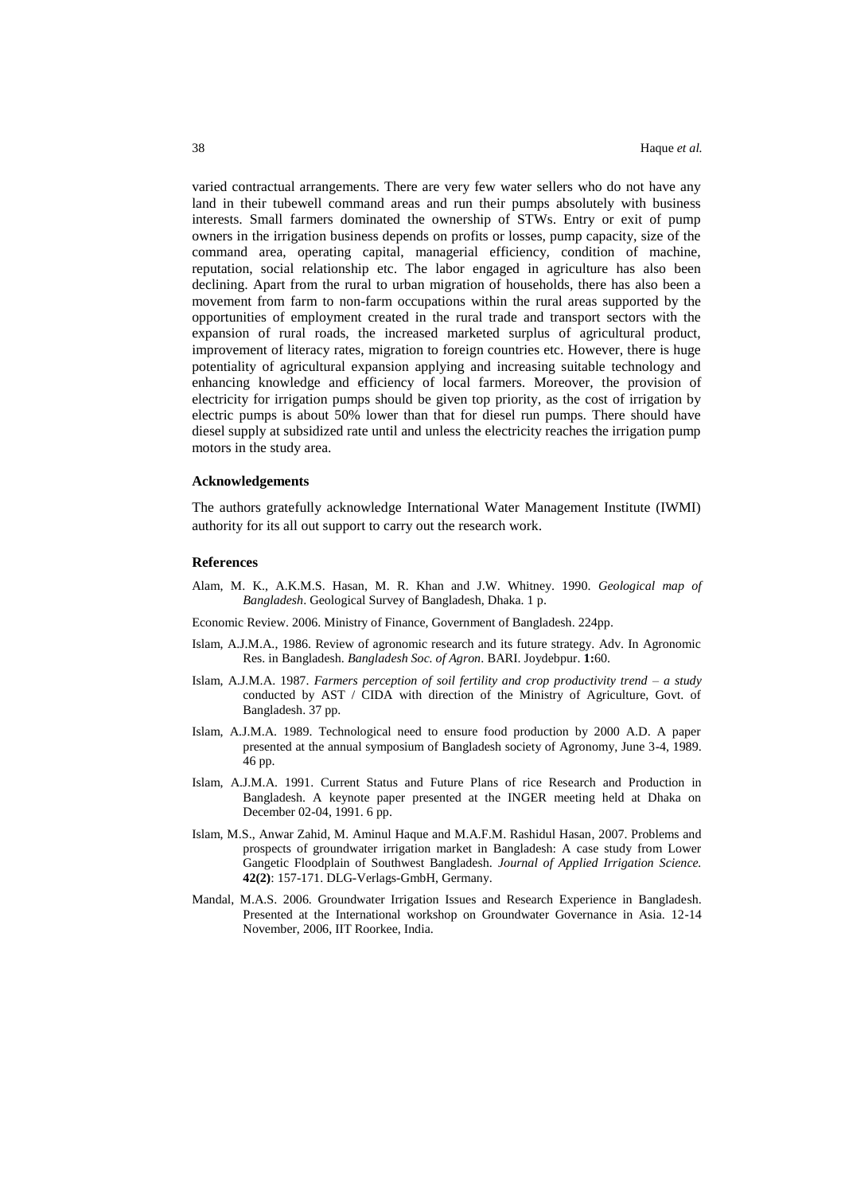varied contractual arrangements. There are very few water sellers who do not have any land in their tubewell command areas and run their pumps absolutely with business interests. Small farmers dominated the ownership of STWs. Entry or exit of pump owners in the irrigation business depends on profits or losses, pump capacity, size of the command area, operating capital, managerial efficiency, condition of machine, reputation, social relationship etc. The labor engaged in agriculture has also been declining. Apart from the rural to urban migration of households, there has also been a movement from farm to non-farm occupations within the rural areas supported by the opportunities of employment created in the rural trade and transport sectors with the expansion of rural roads, the increased marketed surplus of agricultural product, improvement of literacy rates, migration to foreign countries etc. However, there is huge potentiality of agricultural expansion applying and increasing suitable technology and enhancing knowledge and efficiency of local farmers. Moreover, the provision of electricity for irrigation pumps should be given top priority, as the cost of irrigation by electric pumps is about 50% lower than that for diesel run pumps. There should have diesel supply at subsidized rate until and unless the electricity reaches the irrigation pump motors in the study area.

### Acknowledgements

The authors gratefully acknowledge International Water Management Institute (IWMI) authority for its all out support to carry out the research work.

### References

Alam, M. K., A.K.M.S. Hasan, M. R. Khan and J.W. Whitney. 1990. *Geological map of Bangladesh*. Geological Survey of Bangladesh, Dhaka. 1 p.

Economic Review. 2006. Ministry of Finance, Government of Bangladesh. 224pp.

Islam, A.J.M.A., 1986. Review of agronomic research and its future strategy. Adv. In Agronomic Res. in Bangladesh. *Bangladesh Soc. of Agron*. BARI. Joydebpur. **1:**60.

Islam, A.J.M.A. 1987. *Farmers perception of soil fertility and crop productivity trend – a study* conducted by AST / CIDA with direction of the Ministry of Agriculture, Govt. of Bangladesh. 37 pp.

Islam, A.J.M.A. 1989. Technological need to ensure food production by 2000 A.D. A paper presented at the annual symposium of Bangladesh society of Agronomy, June 3-4, 1989. 46 pp.

Islam, A.J.M.A. 1991. Current Status and Future Plans of rice Research and Production in Bangladesh. A keynote paper presented at the INGER meeting held at Dhaka on December 02-04, 1991. 6 pp.

Islam, M.S., Anwar Zahid, M. Aminul Haque and M.A.F.M. Rashidul Hasan, 2007. Problems and prospects of groundwater irrigation market in Bangladesh: A case study from Lower Gangetic Floodplain of Southwest Bangladesh. *Journal of Applied Irrigation Science.* **42(2)**: 157-171. DLG-Verlags-GmbH, Germany.

Mandal, M.A.S. 2006. Groundwater Irrigation Issues and Research Experience in Bangladesh. Presented at the International workshop on Groundwater Governance in Asia. 12-14 November, 2006, IIT Roorkee, India.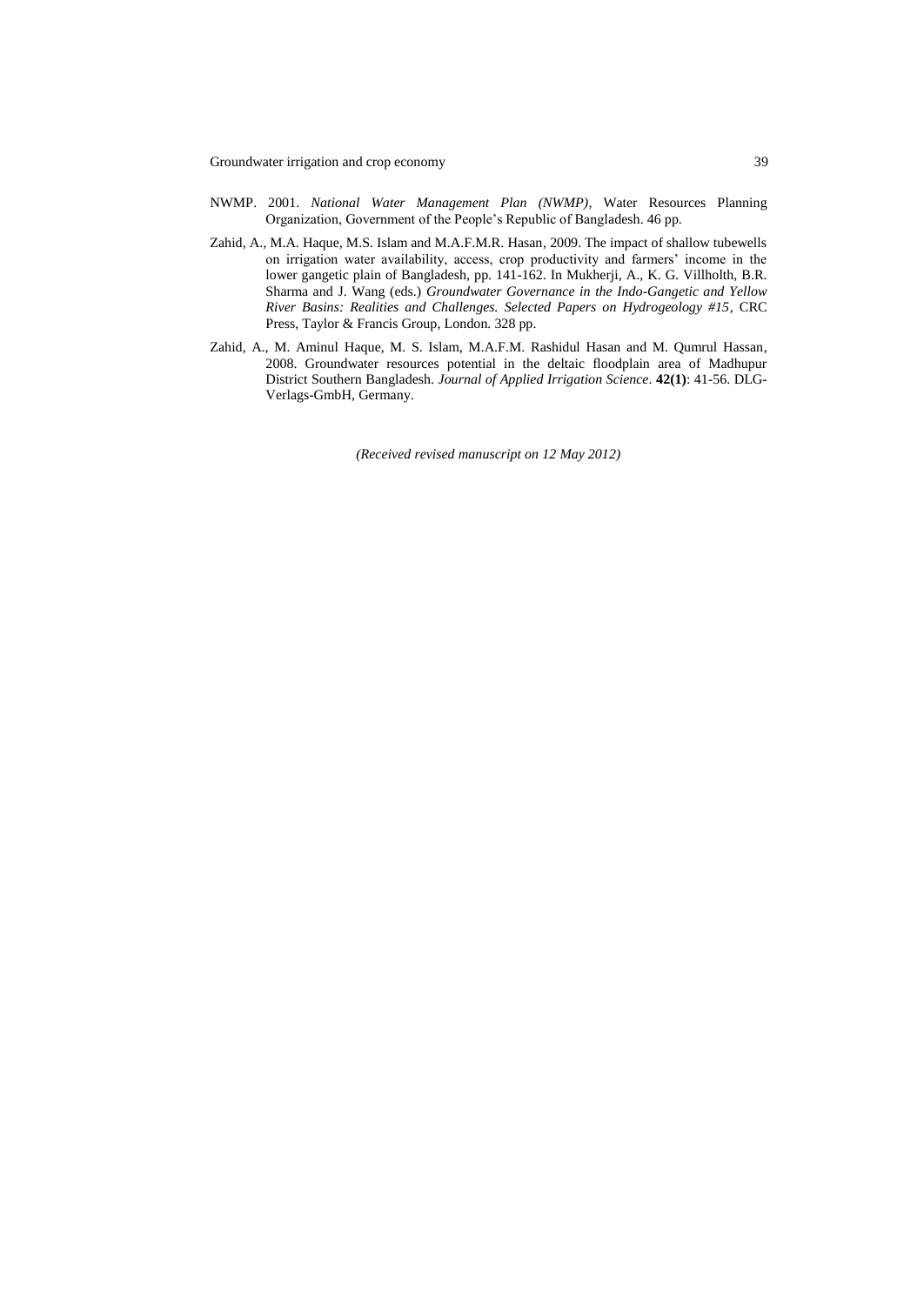NWMP. 2001. *National Water Management Plan (NWMP)*, Water Resources Planning Organization, Government of the People's Republic of Bangladesh. 46 pp.

Zahid, A., M.A. Haque, M.S. Islam and M.A.F.M.R. Hasan, 2009. The impact of shallow tubewells on irrigation water availability, access, crop productivity and farmers' income in the lower gangetic plain of Bangladesh, pp. 141-162. In Mukherji, A., K. G. Villholth, B.R. Sharma and J. Wang (eds.) *Groundwater Governance in the Indo-Gangetic and Yellow River Basins: Realities and Challenges. Selected Papers on Hydrogeology #15*, CRC Press, Taylor & Francis Group, London. 328 pp.

Zahid, A., M. Aminul Haque, M. S. Islam, M.A.F.M. Rashidul Hasan and M. Qumrul Hassan, 2008. Groundwater resources potential in the deltaic floodplain area of Madhupur District Southern Bangladesh. *Journal of Applied Irrigation Science*. **42(1)**: 41-56. DLG-Verlags-GmbH, Germany.

*(Received revised manuscript on 12 May 2012)*